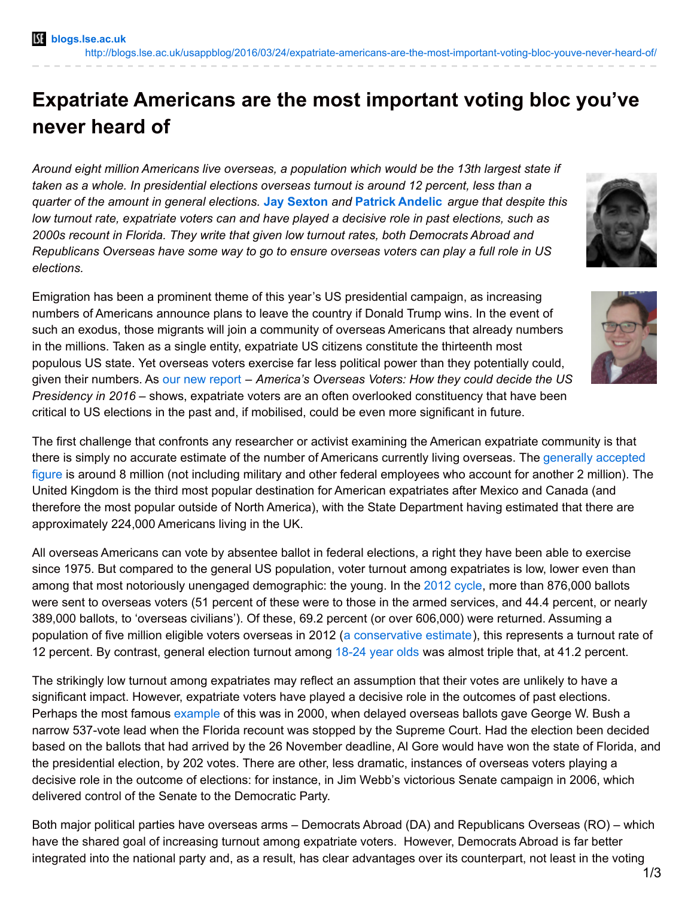# Expatriate Americans are the most important voting bloc you've never heard of

*Around eight million Americans live overseas, a population which would be the 13th largest state if taken as a whole. In presidential elections overseas turnout is around 12 percent, less than a quarter of the amount in general elections.* **Jay Sexton** *and* **Patrick Andelic** *argue that despite this low turnout rate, expatriate voters can and have played a decisive role in past elections, such as 2000s recount in Florida. They write that given low turnout rates, both Democrats Abroad and Republicans Overseas have some way to go to ensure overseas voters can play a full role in US elections.*

Emigration has been a prominent theme of this year's US presidential campaign, as increasing numbers of Americans announce plans to leave the country if Donald Trump wins. In the event of such an exodus, those migrants will join a community of overseas Americans that already numbers in the millions. Taken as a single entity, expatriate US citizens constitute the thirteenth most populous US state. Yet overseas voters exercise far less political power than they potentially could, given their numbers. As our new report – *America's Overseas Voters: How they could decide the US Presidency in 2016* – shows, expatriate voters are an often overlooked constituency that have been critical to US elections in the past and, if mobilised, could be even more significant in future.

The first challenge that confronts any researcher or activist examining the American expatriate community is that there is simply no accurate estimate of the number of Americans currently living overseas. The generally accepted figure is around 8 million (not including military and other federal employees who account for another 2 million). The United Kingdom is the third most popular destination for American expatriates after Mexico and Canada (and therefore the most popular outside of North America), with the State Department having estimated that there are approximately 224,000 Americans living in the UK.

All overseas Americans can vote by absentee ballot in federal elections, a right they have been able to exercise since 1975. But compared to the general US population, voter turnout among expatriates is low, lower even than among that most notoriously unengaged demographic: the young. In the 2012 cycle, more than 876,000 ballots were sent to overseas voters (51 percent of these were to those in the armed services, and 44.4 percent, or nearly 389,000 ballots, to 'overseas civilians'). Of these, 69.2 percent (or over 606,000) were returned. Assuming a population of five million eligible voters overseas in 2012 (a conservative estimate), this represents a turnout rate of 12 percent. By contrast, general election turnout among 18-24 year olds was almost triple that, at 41.2 percent.

The strikingly low turnout among expatriates may reflect an assumption that their votes are unlikely to have a significant impact. However, expatriate voters have played a decisive role in the outcomes of past elections. Perhaps the most famous example of this was in 2000, when delayed overseas ballots gave George W. Bush a narrow 537-vote lead when the Florida recount was stopped by the Supreme Court. Had the election been decided based on the ballots that had arrived by the 26 November deadline, Al Gore would have won the state of Florida, and the presidential election, by 202 votes. There are other, less dramatic, instances of overseas voters playing a decisive role in the outcome of elections: for instance, in Jim Webb's victorious Senate campaign in 2006, which delivered control of the Senate to the Democratic Party.

Both major political parties have overseas arms – Democrats Abroad (DA) and Republicans Overseas (RO) – which have the shared goal of increasing turnout among expatriate voters. However, Democrats Abroad is far better integrated into the national party and, as a result, has clear advantages over its counterpart, not least in the voting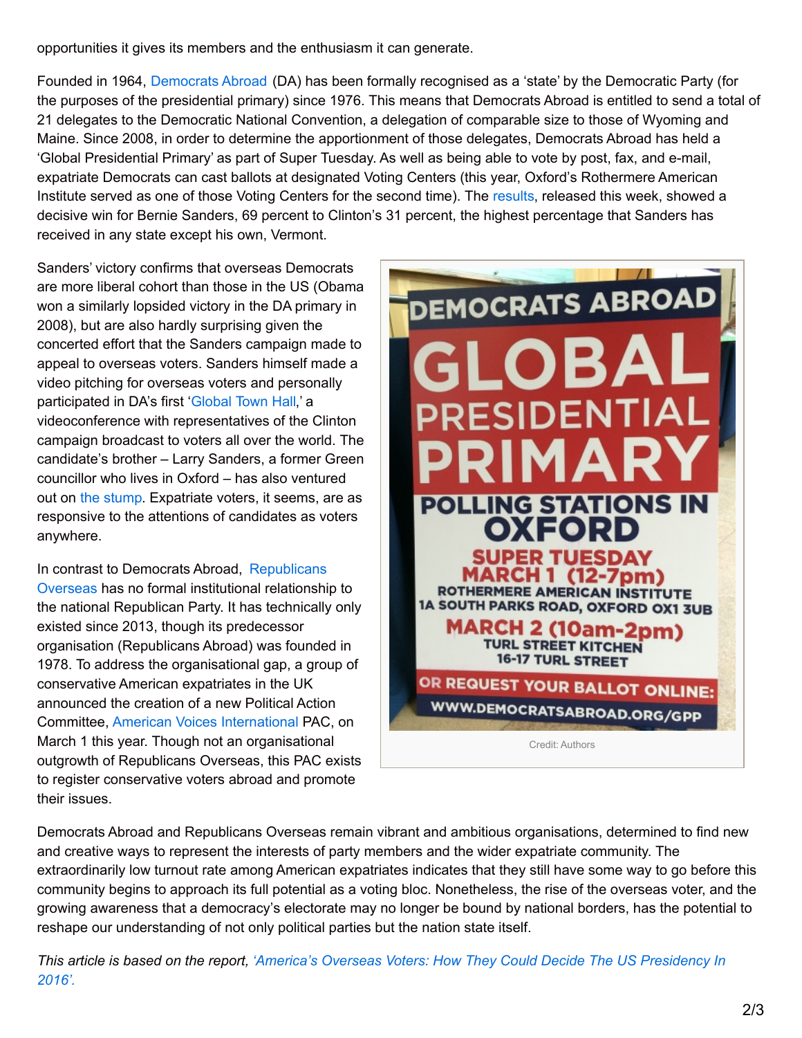opportunities it gives its members and the enthusiasm it can generate.

Founded in 1964, Democrats Abroad (DA) has been formally recognised as a 'state' by the Democratic Party (for the purposes of the presidential primary) since 1976. This means that Democrats Abroad is entitled to send a total of 21 delegates to the Democratic National Convention, a delegation of comparable size to those of Wyoming and Maine. Since 2008, in order to determine the apportionment of those delegates, Democrats Abroad has held a 'Global Presidential Primary' as part of Super Tuesday. As well as being able to vote by post, fax, and e-mail, expatriate Democrats can cast ballots at designated Voting Centers (this year, Oxford's Rothermere American Institute served as one of those Voting Centers for the second time). The results, released this week, showed a decisive win for Bernie Sanders, 69 percent to Clinton's 31 percent, the highest percentage that Sanders has received in any state except his own, Vermont.

Sanders' victory confirms that overseas Democrats are more liberal cohort than those in the US (Obama won a similarly lopsided victory in the DA primary in 2008), but are also hardly surprising given the concerted effort that the Sanders campaign made to appeal to overseas voters. Sanders himself made a video pitching for overseas voters and personally participated in DA's first 'Global Town Hall,' a videoconference with representatives of the Clinton campaign broadcast to voters all over the world. The candidate's brother – Larry Sanders, a former Green councillor who lives in Oxford – has also ventured out on the stump. Expatriate voters, it seems, are as responsive to the attentions of candidates as voters anywhere.

DEMOCRATS ABROAD GLOBAL PRESIDENTIAL PRIMARY POLLING STATIONS IN OXFORD SUPER TUESDAY MARCH 1 (12-7pm) ROTHERMERE AMERICAN INSTITUTE 1A SOUTH PARKS ROAD, OXFORD OX1 3UB MARCH 2 (10am-2pm) TURL STREET KITCHEN 16-17 TURL STREET OR REQUEST YOUR BALLOT ONLINE: WWW.DEMOCRATSABROAD.ORG/GPP

Credit: Authors

In contrast to Democrats Abroad, Republicans Overseas has no formal institutional relationship to the national Republican Party. It has technically only existed since 2013, though its predecessor organisation (Republicans Abroad) was founded in 1978. To address the organisational gap, a group of conservative American expatriates in the UK announced the creation of a new Political Action Committee, American Voices International PAC, on March 1 this year. Though not an organisational outgrowth of Republicans Overseas, this PAC exists to register conservative voters abroad and promote their issues.

Democrats Abroad and Republicans Overseas remain vibrant and ambitious organisations, determined to find new and creative ways to represent the interests of party members and the wider expatriate community. The extraordinarily low turnout rate among American expatriates indicates that they still have some way to go before this community begins to approach its full potential as a voting bloc. Nonetheless, the rise of the overseas voter, and the growing awareness that a democracy's electorate may no longer be bound by national borders, has the potential to reshape our understanding of not only political parties but the nation state itself.

*This article is based on the report, 'America's Overseas Voters: How They Could Decide The US Presidency In 2016'.*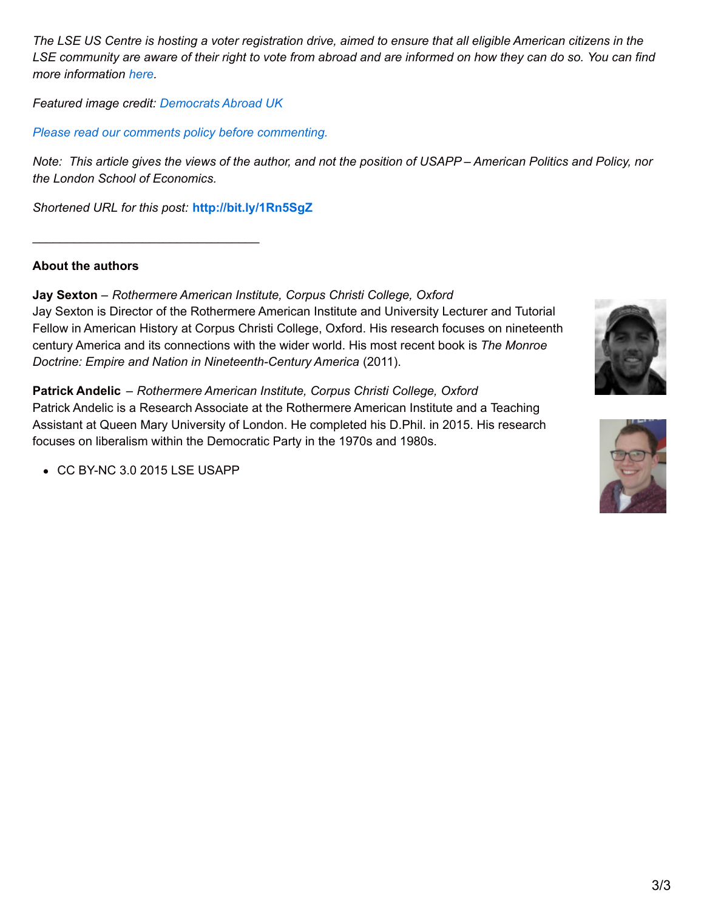*The LSE US Centre is hosting a voter registration drive, aimed to ensure that all eligible American citizens in the LSE community are aware of their right to vote from abroad and are informed on how they can do so. You can find more information here.*

*Featured image credit: Democrats Abroad UK*

*Please read our comments policy before commenting.*

*Note: This article gives the views of the author, and not the position of USAPP – American Politics and Policy, nor the London School of Economics.*

*Shortened URL for this post:* **http://bit.ly/1Rn5SgZ**

---

**About the authors**

**Jay Sexton** – *Rothermere American Institute, Corpus Christi College, Oxford*
Jay Sexton is Director of the Rothermere American Institute and University Lecturer and Tutorial Fellow in American History at Corpus Christi College, Oxford. His research focuses on nineteenth century America and its connections with the wider world. His most recent book is *The Monroe Doctrine: Empire and Nation in Nineteenth-Century America* (2011).

**Patrick Andelic** – *Rothermere American Institute, Corpus Christi College, Oxford*
Patrick Andelic is a Research Associate at the Rothermere American Institute and a Teaching Assistant at Queen Mary University of London. He completed his D.Phil. in 2015. His research focuses on liberalism within the Democratic Party in the 1970s and 1980s.

- CC BY-NC 3.0 2015 LSE USAPP